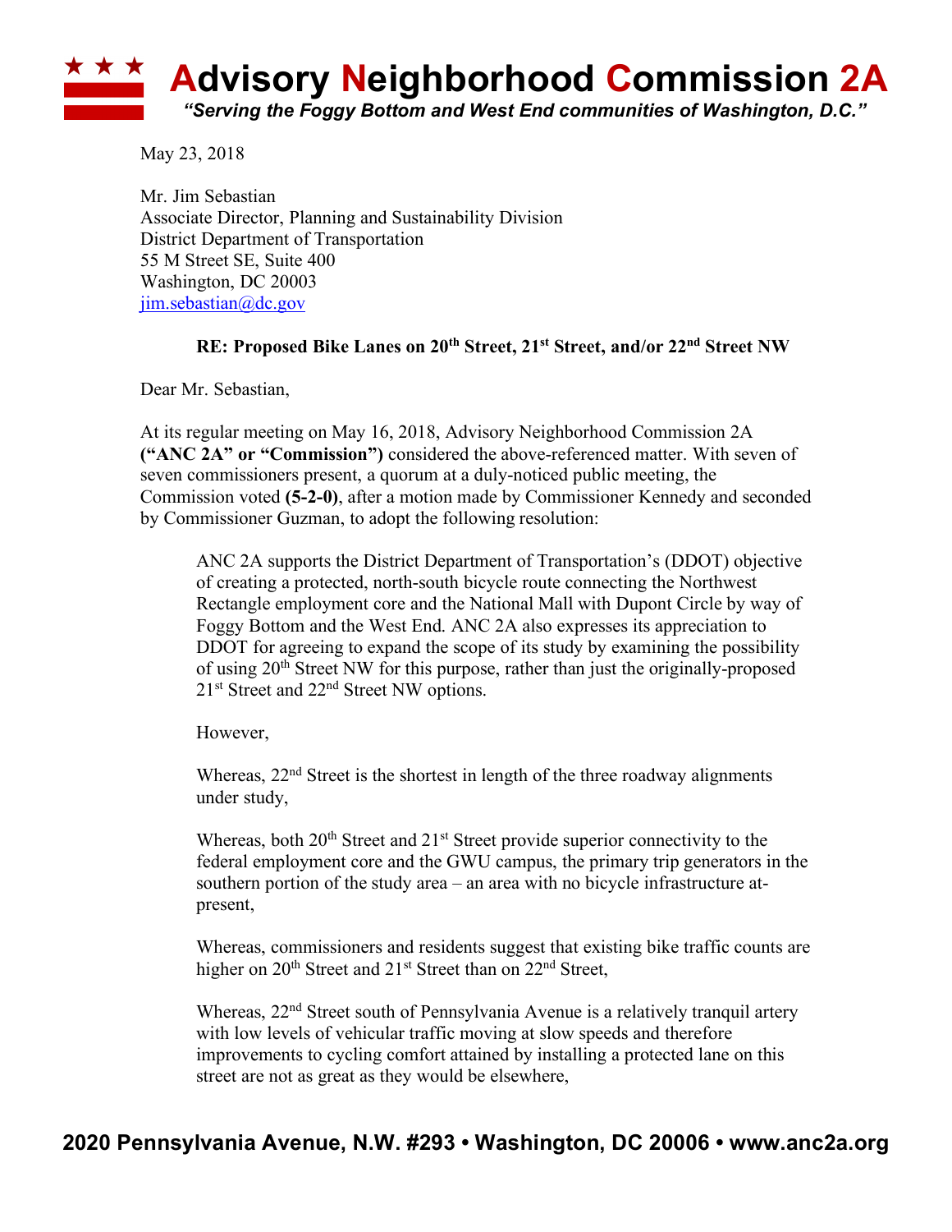# Advisory Neighborhood Commission 2A

*"Serving the Foggy Bottom and West End communities of Washington, D.C."*

May 23, 2018

Mr. Jim Sebastian
Associate Director, Planning and Sustainability Division
District Department of Transportation
55 M Street SE, Suite 400
Washington, DC 20003
jim.sebastian@dc.gov

**RE: Proposed Bike Lanes on 20th Street, 21st Street, and/or 22nd Street NW**

Dear Mr. Sebastian,

At its regular meeting on May 16, 2018, Advisory Neighborhood Commission 2A **("ANC 2A" or "Commission")** considered the above-referenced matter. With seven of seven commissioners present, a quorum at a duly-noticed public meeting, the Commission voted **(5-2-0)**, after a motion made by Commissioner Kennedy and seconded by Commissioner Guzman, to adopt the following resolution:

> ANC 2A supports the District Department of Transportation's (DDOT) objective of creating a protected, north-south bicycle route connecting the Northwest Rectangle employment core and the National Mall with Dupont Circle by way of Foggy Bottom and the West End. ANC 2A also expresses its appreciation to DDOT for agreeing to expand the scope of its study by examining the possibility of using 20th Street NW for this purpose, rather than just the originally-proposed 21st Street and 22nd Street NW options.
>
> However,
>
> Whereas, 22nd Street is the shortest in length of the three roadway alignments under study,
>
> Whereas, both 20th Street and 21st Street provide superior connectivity to the federal employment core and the GWU campus, the primary trip generators in the southern portion of the study area – an area with no bicycle infrastructure at-present,
>
> Whereas, commissioners and residents suggest that existing bike traffic counts are higher on 20th Street and 21st Street than on 22nd Street,
>
> Whereas, 22nd Street south of Pennsylvania Avenue is a relatively tranquil artery with low levels of vehicular traffic moving at slow speeds and therefore improvements to cycling comfort attained by installing a protected lane on this street are not as great as they would be elsewhere,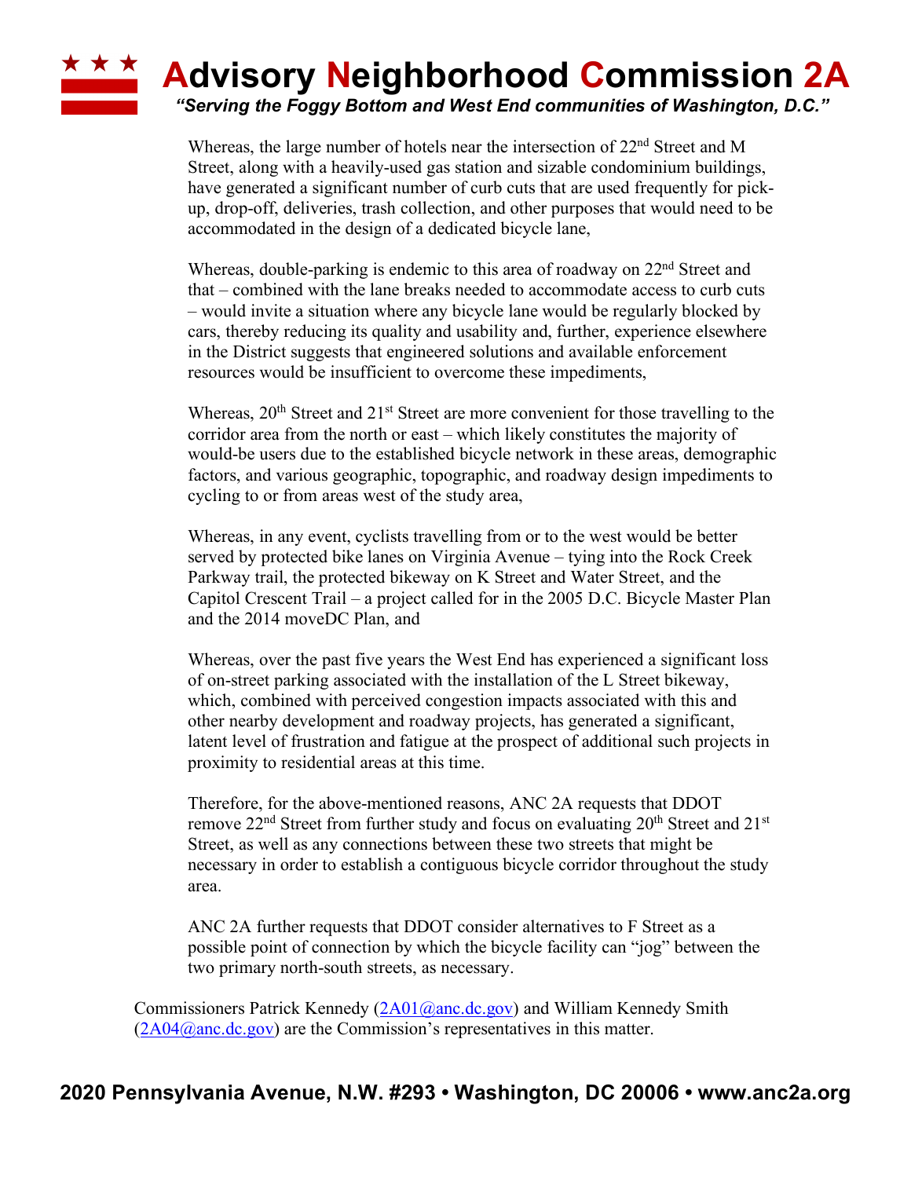Whereas, the large number of hotels near the intersection of 22nd Street and M Street, along with a heavily-used gas station and sizable condominium buildings, have generated a significant number of curb cuts that are used frequently for pick-up, drop-off, deliveries, trash collection, and other purposes that would need to be accommodated in the design of a dedicated bicycle lane,

Whereas, double-parking is endemic to this area of roadway on 22nd Street and that – combined with the lane breaks needed to accommodate access to curb cuts – would invite a situation where any bicycle lane would be regularly blocked by cars, thereby reducing its quality and usability and, further, experience elsewhere in the District suggests that engineered solutions and available enforcement resources would be insufficient to overcome these impediments,

Whereas, 20th Street and 21st Street are more convenient for those travelling to the corridor area from the north or east – which likely constitutes the majority of would-be users due to the established bicycle network in these areas, demographic factors, and various geographic, topographic, and roadway design impediments to cycling to or from areas west of the study area,

Whereas, in any event, cyclists travelling from or to the west would be better served by protected bike lanes on Virginia Avenue – tying into the Rock Creek Parkway trail, the protected bikeway on K Street and Water Street, and the Capitol Crescent Trail – a project called for in the 2005 D.C. Bicycle Master Plan and the 2014 moveDC Plan, and

Whereas, over the past five years the West End has experienced a significant loss of on-street parking associated with the installation of the L Street bikeway, which, combined with perceived congestion impacts associated with this and other nearby development and roadway projects, has generated a significant, latent level of frustration and fatigue at the prospect of additional such projects in proximity to residential areas at this time.

Therefore, for the above-mentioned reasons, ANC 2A requests that DDOT remove 22nd Street from further study and focus on evaluating 20th Street and 21st Street, as well as any connections between these two streets that might be necessary in order to establish a contiguous bicycle corridor throughout the study area.

ANC 2A further requests that DDOT consider alternatives to F Street as a possible point of connection by which the bicycle facility can "jog" between the two primary north-south streets, as necessary.

Commissioners Patrick Kennedy (2A01@anc.dc.gov) and William Kennedy Smith (2A04@anc.dc.gov) are the Commission's representatives in this matter.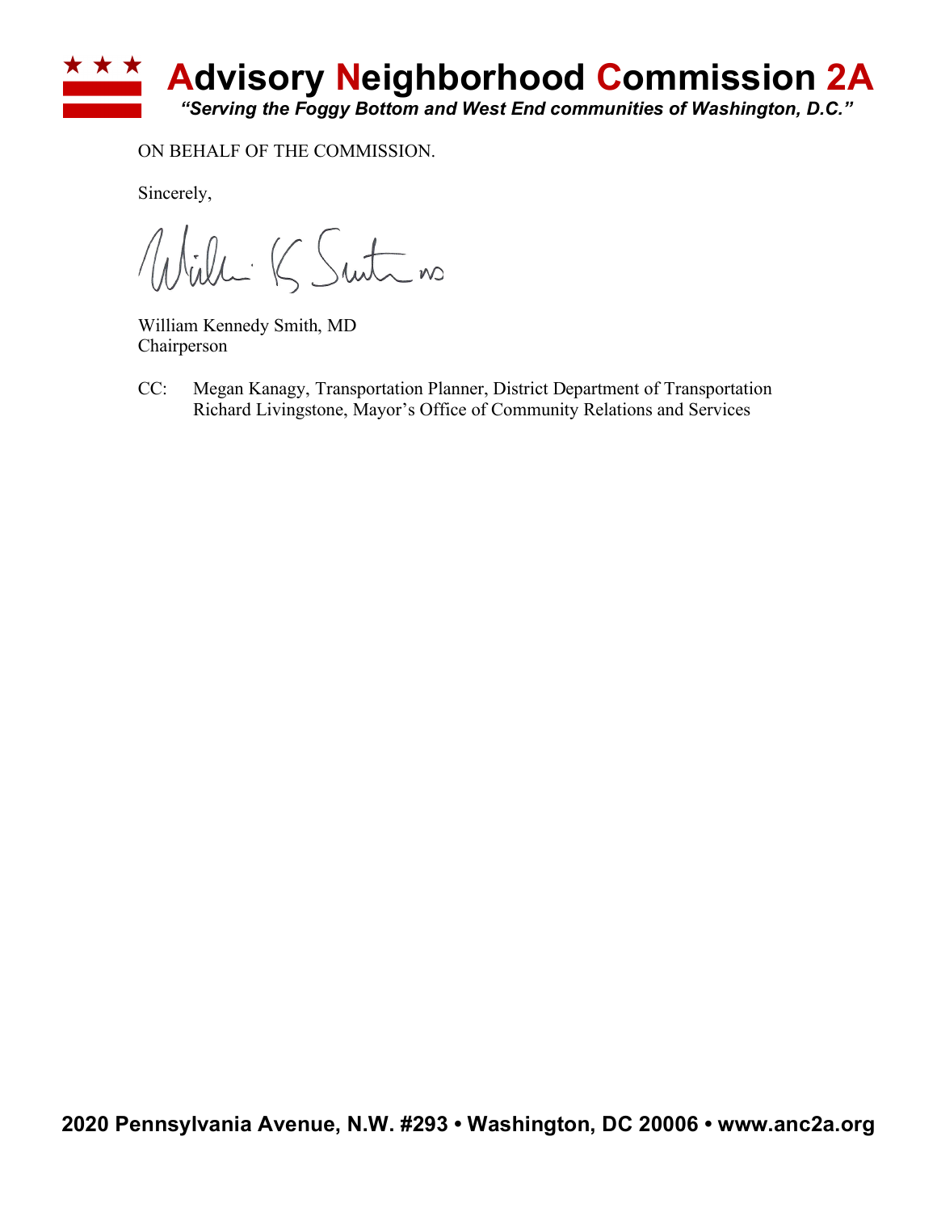ON BEHALF OF THE COMMISSION.

Sincerely,

William Kennedy Smith, MD
Chairperson

CC: Megan Kanagy, Transportation Planner, District Department of Transportation
Richard Livingstone, Mayor's Office of Community Relations and Services